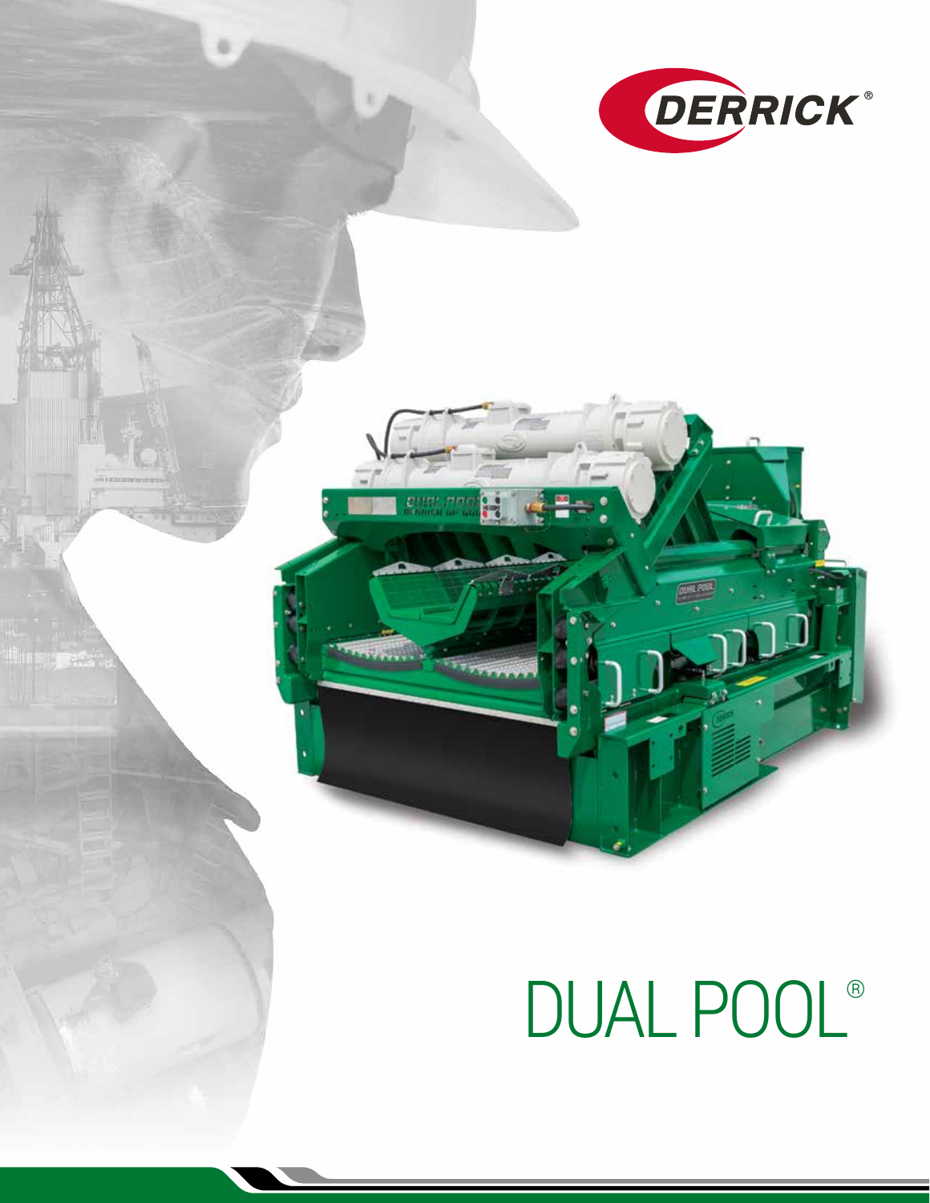DERRICK®

# DUAL POOL®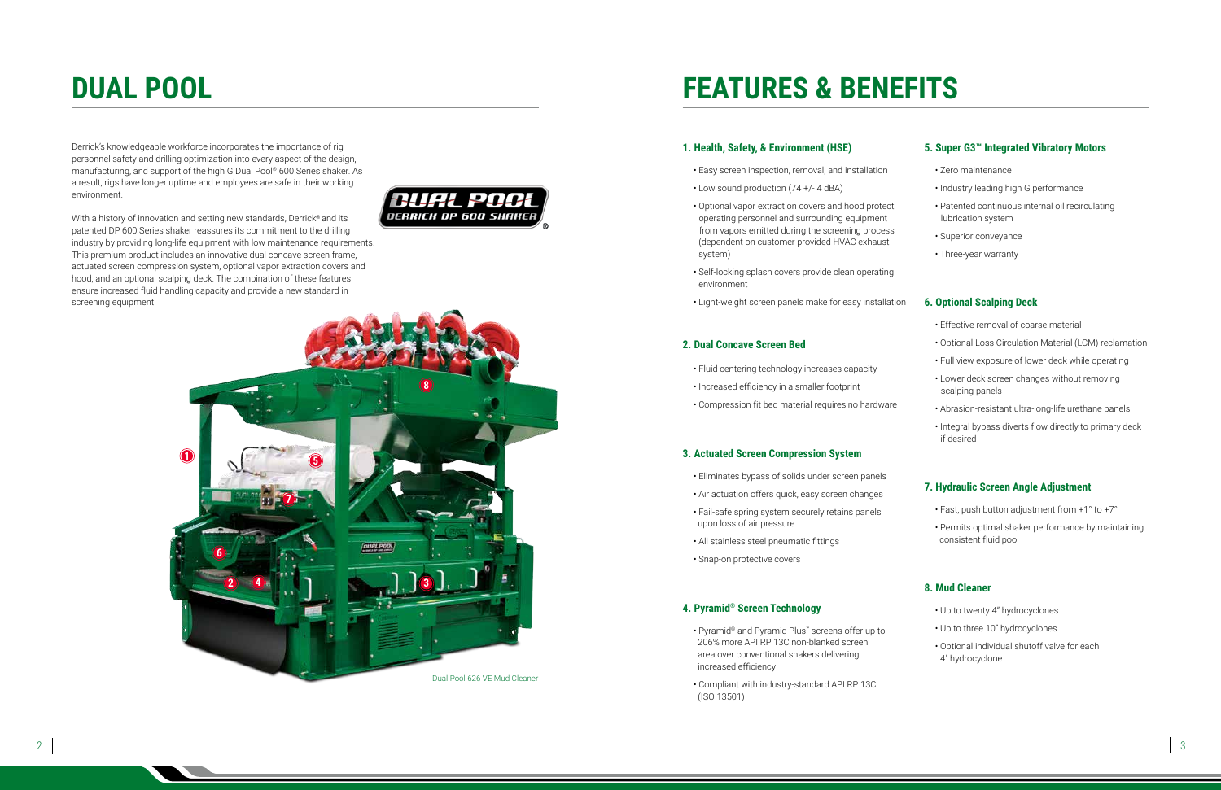# DUAL POOL

Derrick's knowledgeable workforce incorporates the importance of rig personnel safety and drilling optimization into every aspect of the design, manufacturing, and support of the high G Dual Pool® 600 Series shaker. As a result, rigs have longer uptime and employees are safe in their working environment.

With a history of innovation and setting new standards, Derrick® and its patented DP 600 Series shaker reassures its commitment to the drilling industry by providing long-life equipment with low maintenance requirements. This premium product includes an innovative dual concave screen frame, actuated screen compression system, optional vapor extraction covers and hood, and an optional scalping deck. The combination of these features ensure increased fluid handling capacity and provide a new standard in screening equipment.

Dual Pool 626 VE Mud Cleaner

# FEATURES & BENEFITS

### 1. Health, Safety, & Environment (HSE)

- Easy screen inspection, removal, and installation
- Low sound production (74 +/- 4 dBA)
- Optional vapor extraction covers and hood protect operating personnel and surrounding equipment from vapors emitted during the screening process (dependent on customer provided HVAC exhaust system)
- Self-locking splash covers provide clean operating environment
- Light-weight screen panels make for easy installation

### 2. Dual Concave Screen Bed

- Fluid centering technology increases capacity
- Increased efficiency in a smaller footprint
- Compression fit bed material requires no hardware

### 3. Actuated Screen Compression System

- Eliminates bypass of solids under screen panels
- Air actuation offers quick, easy screen changes
- Fail-safe spring system securely retains panels upon loss of air pressure
- All stainless steel pneumatic fittings
- Snap-on protective covers

### 4. Pyramid® Screen Technology

- Pyramid® and Pyramid Plus™ screens offer up to 206% more API RP 13C non-blanked screen area over conventional shakers delivering increased efficiency
- Compliant with industry-standard API RP 13C (ISO 13501)

### 5. Super G3™ Integrated Vibratory Motors

- Zero maintenance
- Industry leading high G performance
- Patented continuous internal oil recirculating lubrication system
- Superior conveyance
- Three-year warranty

### 6. Optional Scalping Deck

- Effective removal of coarse material
- Optional Loss Circulation Material (LCM) reclamation
- Full view exposure of lower deck while operating
- Lower deck screen changes without removing scalping panels
- Abrasion-resistant ultra-long-life urethane panels
- Integral bypass diverts flow directly to primary deck if desired

### 7. Hydraulic Screen Angle Adjustment

- Fast, push button adjustment from +1° to +7°
- Permits optimal shaker performance by maintaining consistent fluid pool

### 8. Mud Cleaner

- Up to twenty 4" hydrocyclones
- Up to three 10" hydrocyclones
- Optional individual shutoff valve for each 4" hydrocyclone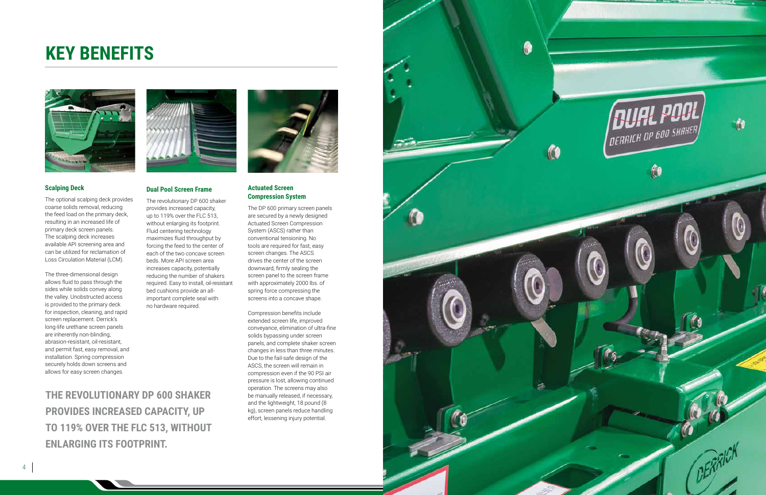# KEY BENEFITS

### Scalping Deck

The optional scalping deck provides coarse solids removal, reducing the feed load on the primary deck, resulting in an increased life of primary deck screen panels. The scalping deck increases available API screening area and can be utilized for reclamation of Loss Circulation Material (LCM).

The three-dimensional design allows fluid to pass through the sides while solids convey along the valley. Unobstructed access is provided to the primary deck for inspection, cleaning, and rapid screen replacement. Derrick's long-life urethane screen panels are inherently non-blinding, abrasion-resistant, oil-resistant, and permit fast, easy removal, and installation. Spring compression securely holds down screens and allows for easy screen changes.

### Dual Pool Screen Frame

The revolutionary DP 600 shaker provides increased capacity, up to 119% over the FLC 513, without enlarging its footprint. Fluid centering technology maximizes fluid throughput by forcing the feed to the center of each of the two concave screen beds. More API screen area increases capacity, potentially reducing the number of shakers required. Easy to install, oil-resistant bed cushions provide an all-important complete seal with no hardware required.

### Actuated Screen Compression System

The DP 600 primary screen panels are secured by a newly designed Actuated Screen Compression System (ASCS) rather than conventional tensioning. No tools are required for fast, easy screen changes. The ASCS drives the center of the screen downward, firmly sealing the screen panel to the screen frame with approximately 2000 lbs. of spring force compressing the screens into a concave shape.

Compression benefits include extended screen life, improved conveyance, elimination of ultra-fine solids bypassing under screen panels, and complete shaker screen changes in less than three minutes. Due to the fail-safe design of the ASCS, the screen will remain in compression even if the 90 PSI air pressure is lost, allowing continued operation. The screens may also be manually released, if necessary, and the lightweight, 18 pound (8 kg), screen panels reduce handling effort, lessening injury potential.

**THE REVOLUTIONARY DP 600 SHAKER PROVIDES INCREASED CAPACITY, UP TO 119% OVER THE FLC 513, WITHOUT ENLARGING ITS FOOTPRINT.**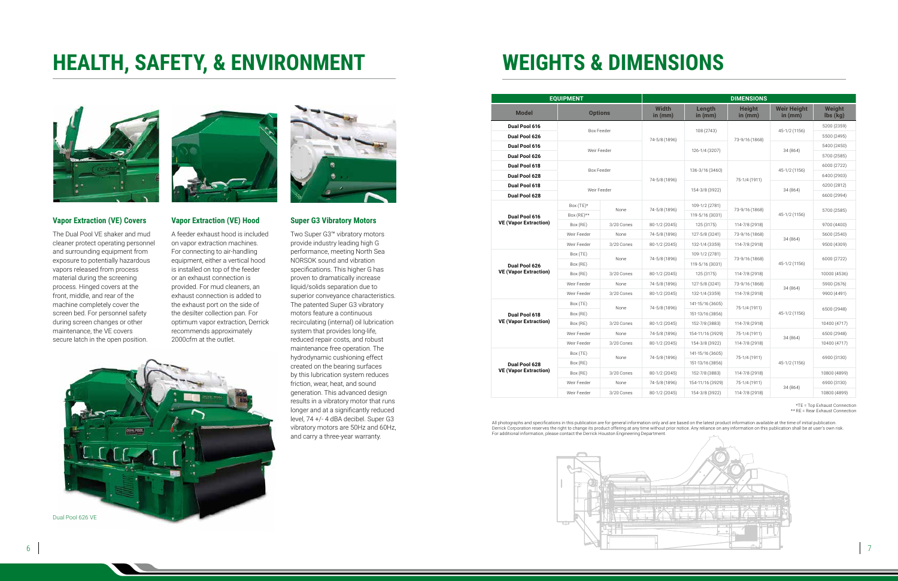# HEALTH, SAFETY, & ENVIRONMENT

### Vapor Extraction (VE) Covers

The Dual Pool VE shaker and mud cleaner protect operating personnel and surrounding equipment from exposure to potentially hazardous vapors released from process material during the screening process. Hinged covers at the front, middle, and rear of the machine completely cover the screen bed. For personnel safety during screen changes or other maintenance, the VE covers secure latch in the open position.

### Vapor Extraction (VE) Hood

A feeder exhaust hood is included on vapor extraction machines. For connecting to air-handling equipment, either a vertical hood is installed on top of the feeder or an exhaust connection is provided. For mud cleaners, an exhaust connection is added to the exhaust port on the side of the desilter collection pan. For optimum vapor extraction, Derrick recommends approximately 2000cfm at the outlet.

### Super G3 Vibratory Motors

Two Super G3™ vibratory motors provide industry leading high G performance, meeting North Sea NORSOK sound and vibration specifications. This higher G has proven to dramatically increase liquid/solids separation due to superior conveyance characteristics. The patented Super G3 vibratory motors feature a continuous recirculating (internal) oil lubrication system that provides long-life, reduced repair costs, and robust maintenance free operation. The hydrodynamic cushioning effect created on the bearing surfaces by this lubrication system reduces friction, wear, heat, and sound generation. This advanced design results in a vibratory motor that runs longer and at a significantly reduced level, 74 +/- 4 dBA decibel. Super G3 vibratory motors are 50Hz and 60Hz, and carry a three-year warranty.

Dual Pool 626 VE

# WEIGHTS & DIMENSIONS

| EQUIPMENT | | | DIMENSIONS | | | | |
|---|---|---|---|---|---|---|---|
| **Model** | **Options** | | **Width in (mm)** | **Length in (mm)** | **Height in (mm)** | **Weir Height in (mm)** | **Weight lbs (kg)** |
| **Dual Pool 616** | Box Feeder | | 74-5/8 (1896) | 108 (2743) | 73-9/16 (1868) | 45-1/2 (1156) | 5200 (2359) |
| **Dual Pool 626** | Box Feeder | | 74-5/8 (1896) | 108 (2743) | 73-9/16 (1868) | 45-1/2 (1156) | 5500 (2495) |
| **Dual Pool 616** | Weir Feeder | | 74-5/8 (1896) | 126-1/4 (3207) | 73-9/16 (1868) | 34 (864) | 5400 (2450) |
| **Dual Pool 626** | Weir Feeder | | 74-5/8 (1896) | 126-1/4 (3207) | 73-9/16 (1868) | 34 (864) | 5700 (2585) |
| **Dual Pool 618** | Box Feeder | | 74-5/8 (1896) | 136-3/16 (3460) | 75-1/4 (1911) | 45-1/2 (1156) | 6000 (2722) |
| **Dual Pool 628** | Box Feeder | | 74-5/8 (1896) | 136-3/16 (3460) | 75-1/4 (1911) | 45-1/2 (1156) | 6400 (2903) |
| **Dual Pool 618** | Weir Feeder | | 74-5/8 (1896) | 154-3/8 (3922) | 75-1/4 (1911) | 34 (864) | 6200 (2812) |
| **Dual Pool 628** | Weir Feeder | | 74-5/8 (1896) | 154-3/8 (3922) | 75-1/4 (1911) | 34 (864) | 6600 (2994) |
| **Dual Pool 616 VE (Vapor Extraction)** | Box (TE)* | None | 74-5/8 (1896) | 109-1/2 (2781) | 73-9/16 (1868) | 45-1/2 (1156) | 5700 (2585) |
| | Box (RE)** | None | 74-5/8 (1896) | 119-5/16 (3031) | 73-9/16 (1868) | 45-1/2 (1156) | 5700 (2585) |
| | Box (RE) | 3/20 Cones | 80-1/2 (2045) | 125 (3175) | 114-7/8 (2918) | 45-1/2 (1156) | 9700 (4400) |
| | Weir Feeder | None | 74-5/8 (1896) | 127-5/8 (3241) | 73-9/16 (1868) | 34 (864) | 5600 (2540) |
| | Weir Feeder | 3/20 Cones | 80-1/2 (2045) | 132-1/4 (3359) | 114-7/8 (2918) | 34 (864) | 9500 (4309) |
| **Dual Pool 626 VE (Vapor Extraction)** | Box (TE) | None | 74-5/8 (1896) | 109-1/2 (2781) | 73-9/16 (1868) | 45-1/2 (1156) | 6000 (2722) |
| | Box (RE) | None | 74-5/8 (1896) | 119-5/16 (3031) | 73-9/16 (1868) | 45-1/2 (1156) | 6000 (2722) |
| | Box (RE) | 3/20 Cones | 80-1/2 (2045) | 125 (3175) | 114-7/8 (2918) | 45-1/2 (1156) | 10000 (4536) |
| | Weir Feeder | None | 74-5/8 (1896) | 127-5/8 (3241) | 73-9/16 (1868) | 34 (864) | 5900 (2676) |
| | Weir Feeder | 3/20 Cones | 80-1/2 (2045) | 132-1/4 (3359) | 114-7/8 (2918) | 34 (864) | 9900 (4491) |
| **Dual Pool 618 VE (Vapor Extraction)** | Box (TE) | None | 74-5/8 (1896) | 141-15/16 (3605) | 75-1/4 (1911) | 45-1/2 (1156) | 6500 (2948) |
| | Box (RE) | None | 74-5/8 (1896) | 151-13/16 (3856) | 75-1/4 (1911) | 45-1/2 (1156) | 6500 (2948) |
| | Box (RE) | 3/20 Cones | 80-1/2 (2045) | 152-7/8 (3883) | 114-7/8 (2918) | 45-1/2 (1156) | 10400 (4717) |
| | Weir Feeder | None | 74-5/8 (1896) | 154-11/16 (3929) | 75-1/4 (1911) | 34 (864) | 6500 (2948) |
| | Weir Feeder | 3/20 Cones | 80-1/2 (2045) | 154-3/8 (3922) | 114-7/8 (2918) | 34 (864) | 10400 (4717) |
| **Dual Pool 628 VE (Vapor Extraction)** | Box (TE) | None | 74-5/8 (1896) | 141-15/16 (3605) | 75-1/4 (1911) | 45-1/2 (1156) | 6900 (3130) |
| | Box (RE) | None | 74-5/8 (1896) | 151-13/16 (3856) | 75-1/4 (1911) | 45-1/2 (1156) | 6900 (3130) |
| | Box (RE) | 3/20 Cones | 80-1/2 (2045) | 152-7/8 (3883) | 114-7/8 (2918) | 45-1/2 (1156) | 10800 (4899) |
| | Weir Feeder | None | 74-5/8 (1896) | 154-11/16 (3929) | 75-1/4 (1911) | 34 (864) | 6900 (3130) |
| | Weir Feeder | 3/20 Cones | 80-1/2 (2045) | 154-3/8 (3922) | 114-7/8 (2918) | 34 (864) | 10800 (4899) |

*TE = Top Exhaust Connection
** RE = Rear Exhaust Connection

All photographs and specifications in this publication are for general information only and are based on the latest product information available at the time of initial publication. Derrick Corporation reserves the right to change its product offering at any time without prior notice. Any reliance on any information on this publication shall be at user's own risk. For additional information, please contact the Derrick Houston Engineering Department.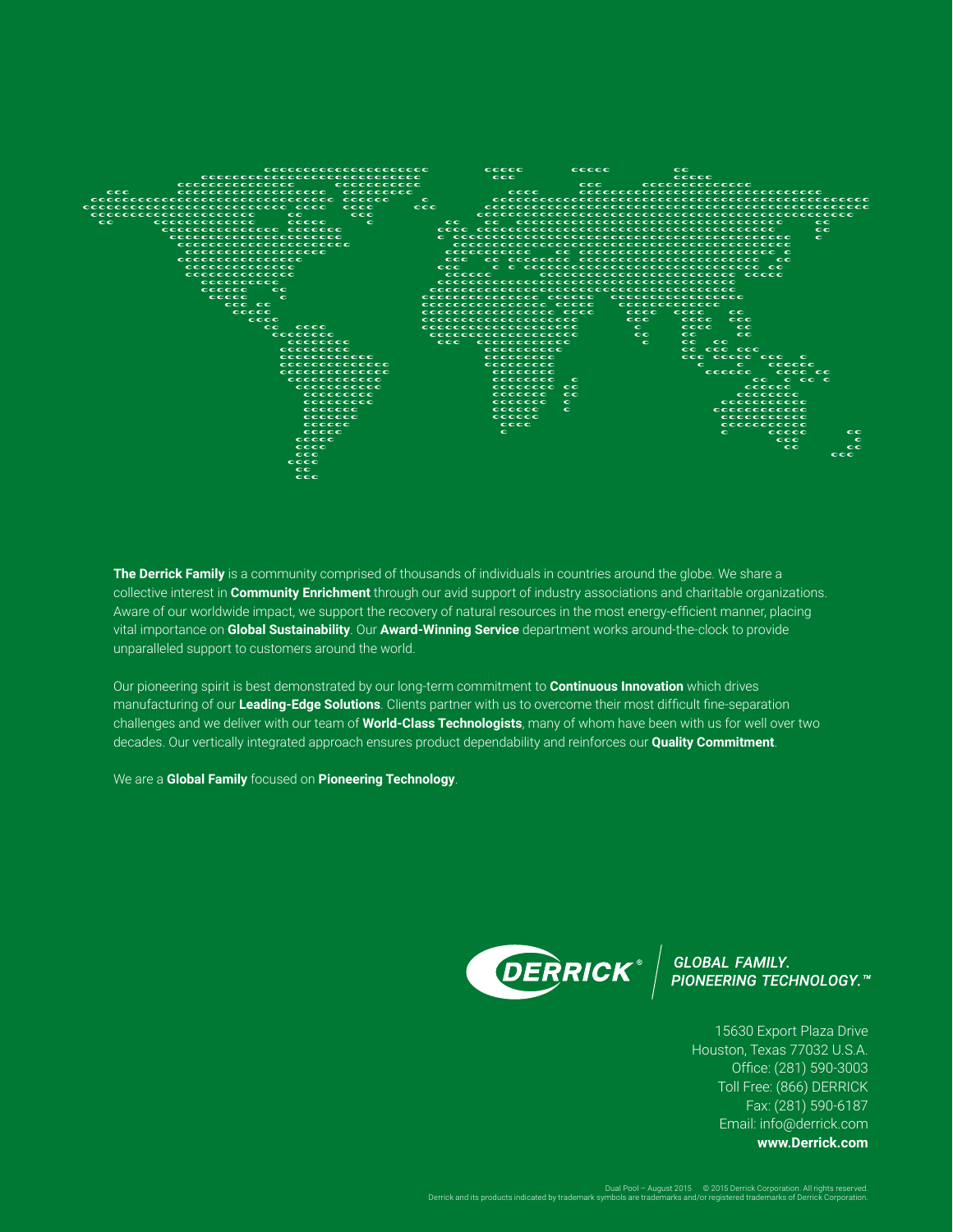**The Derrick Family** is a community comprised of thousands of individuals in countries around the globe. We share a collective interest in **Community Enrichment** through our avid support of industry associations and charitable organizations. Aware of our worldwide impact, we support the recovery of natural resources in the most energy-efficient manner, placing vital importance on **Global Sustainability**. Our **Award-Winning Service** department works around-the-clock to provide unparalleled support to customers around the world.

Our pioneering spirit is best demonstrated by our long-term commitment to **Continuous Innovation** which drives manufacturing of our **Leading-Edge Solutions**. Clients partner with us to overcome their most difficult fine-separation challenges and we deliver with our team of **World-Class Technologists**, many of whom have been with us for well over two decades. Our vertically integrated approach ensures product dependability and reinforces our **Quality Commitment**.

We are a **Global Family** focused on **Pioneering Technology**.

DERRICK®

*GLOBAL FAMILY.*
*PIONEERING TECHNOLOGY.™*

15630 Export Plaza Drive
Houston, Texas 77032 U.S.A.
Office: (281) 590-3003
Toll Free: (866) DERRICK
Fax: (281) 590-6187
Email: info@derrick.com
**www.Derrick.com**

Dual Pool – August 2015 © 2015 Derrick Corporation. All rights reserved.
Derrick and its products indicated by trademark symbols are trademarks and/or registered trademarks of Derrick Corporation.